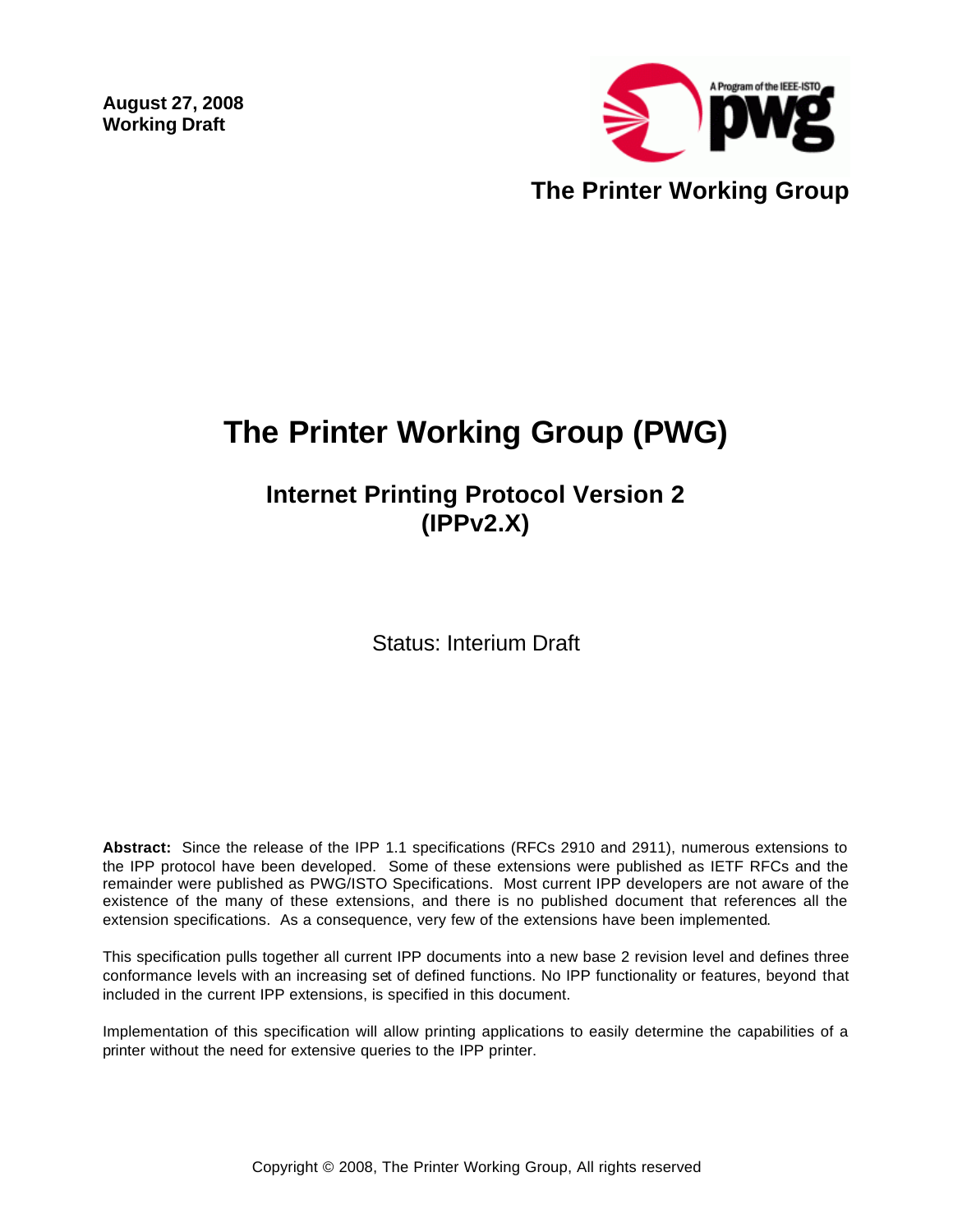**August 27, 2008**
**Working Draft**

**The Printer Working Group**

# The Printer Working Group (PWG)

## Internet Printing Protocol Version 2 (IPPv2.X)

Status: Interium Draft

**Abstract:** Since the release of the IPP 1.1 specifications (RFCs 2910 and 2911), numerous extensions to the IPP protocol have been developed. Some of these extensions were published as IETF RFCs and the remainder were published as PWG/ISTO Specifications. Most current IPP developers are not aware of the existence of the many of these extensions, and there is no published document that references all the extension specifications. As a consequence, very few of the extensions have been implemented.

This specification pulls together all current IPP documents into a new base 2 revision level and defines three conformance levels with an increasing set of defined functions. No IPP functionality or features, beyond that included in the current IPP extensions, is specified in this document.

Implementation of this specification will allow printing applications to easily determine the capabilities of a printer without the need for extensive queries to the IPP printer.

Copyright © 2008, The Printer Working Group, All rights reserved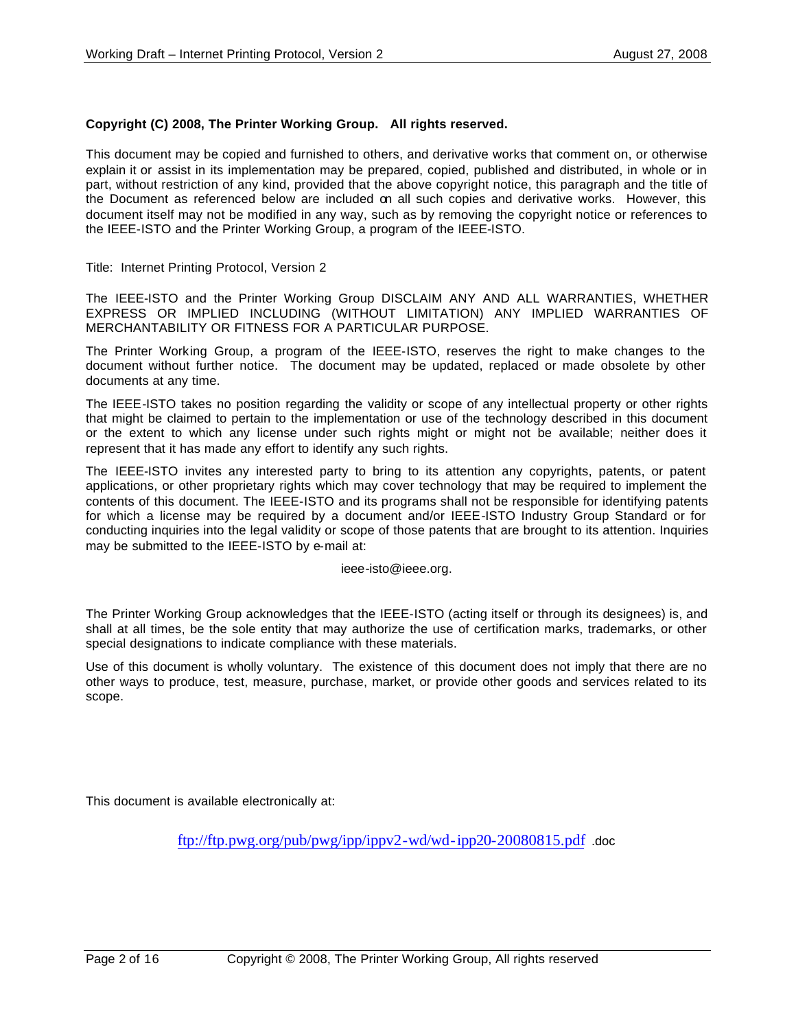**Copyright (C) 2008, The Printer Working Group. All rights reserved.**

This document may be copied and furnished to others, and derivative works that comment on, or otherwise explain it or assist in its implementation may be prepared, copied, published and distributed, in whole or in part, without restriction of any kind, provided that the above copyright notice, this paragraph and the title of the Document as referenced below are included on all such copies and derivative works. However, this document itself may not be modified in any way, such as by removing the copyright notice or references to the IEEE-ISTO and the Printer Working Group, a program of the IEEE-ISTO.

Title: Internet Printing Protocol, Version 2

The IEEE-ISTO and the Printer Working Group DISCLAIM ANY AND ALL WARRANTIES, WHETHER EXPRESS OR IMPLIED INCLUDING (WITHOUT LIMITATION) ANY IMPLIED WARRANTIES OF MERCHANTABILITY OR FITNESS FOR A PARTICULAR PURPOSE.

The Printer Working Group, a program of the IEEE-ISTO, reserves the right to make changes to the document without further notice. The document may be updated, replaced or made obsolete by other documents at any time.

The IEEE-ISTO takes no position regarding the validity or scope of any intellectual property or other rights that might be claimed to pertain to the implementation or use of the technology described in this document or the extent to which any license under such rights might or might not be available; neither does it represent that it has made any effort to identify any such rights.

The IEEE-ISTO invites any interested party to bring to its attention any copyrights, patents, or patent applications, or other proprietary rights which may cover technology that may be required to implement the contents of this document. The IEEE-ISTO and its programs shall not be responsible for identifying patents for which a license may be required by a document and/or IEEE-ISTO Industry Group Standard or for conducting inquiries into the legal validity or scope of those patents that are brought to its attention. Inquiries may be submitted to the IEEE-ISTO by e-mail at:

ieee-isto@ieee.org.

The Printer Working Group acknowledges that the IEEE-ISTO (acting itself or through its designees) is, and shall at all times, be the sole entity that may authorize the use of certification marks, trademarks, or other special designations to indicate compliance with these materials.

Use of this document is wholly voluntary. The existence of this document does not imply that there are no other ways to produce, test, measure, purchase, market, or provide other goods and services related to its scope.

This document is available electronically at:

ftp://ftp.pwg.org/pub/pwg/ipp/ippv2-wd/wd-ipp20-20080815.pdf .doc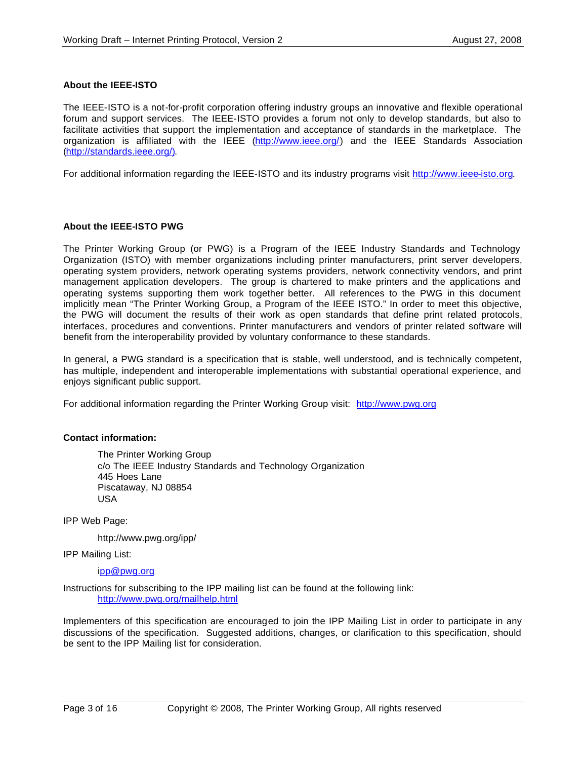**About the IEEE-ISTO**

The IEEE-ISTO is a not-for-profit corporation offering industry groups an innovative and flexible operational forum and support services. The IEEE-ISTO provides a forum not only to develop standards, but also to facilitate activities that support the implementation and acceptance of standards in the marketplace. The organization is affiliated with the IEEE (http://www.ieee.org/) and the IEEE Standards Association (http://standards.ieee.org/).

For additional information regarding the IEEE-ISTO and its industry programs visit http://www.ieee-isto.org.

**About the IEEE-ISTO PWG**

The Printer Working Group (or PWG) is a Program of the IEEE Industry Standards and Technology Organization (ISTO) with member organizations including printer manufacturers, print server developers, operating system providers, network operating systems providers, network connectivity vendors, and print management application developers. The group is chartered to make printers and the applications and operating systems supporting them work together better. All references to the PWG in this document implicitly mean "The Printer Working Group, a Program of the IEEE ISTO." In order to meet this objective, the PWG will document the results of their work as open standards that define print related protocols, interfaces, procedures and conventions. Printer manufacturers and vendors of printer related software will benefit from the interoperability provided by voluntary conformance to these standards.

In general, a PWG standard is a specification that is stable, well understood, and is technically competent, has multiple, independent and interoperable implementations with substantial operational experience, and enjoys significant public support.

For additional information regarding the Printer Working Group visit: http://www.pwg.org

**Contact information:**

The Printer Working Group
c/o The IEEE Industry Standards and Technology Organization
445 Hoes Lane
Piscataway, NJ 08854
USA

IPP Web Page:

http://www.pwg.org/ipp/

IPP Mailing List:

ipp@pwg.org

Instructions for subscribing to the IPP mailing list can be found at the following link:
http://www.pwg.org/mailhelp.html

Implementers of this specification are encouraged to join the IPP Mailing List in order to participate in any discussions of the specification. Suggested additions, changes, or clarification to this specification, should be sent to the IPP Mailing list for consideration.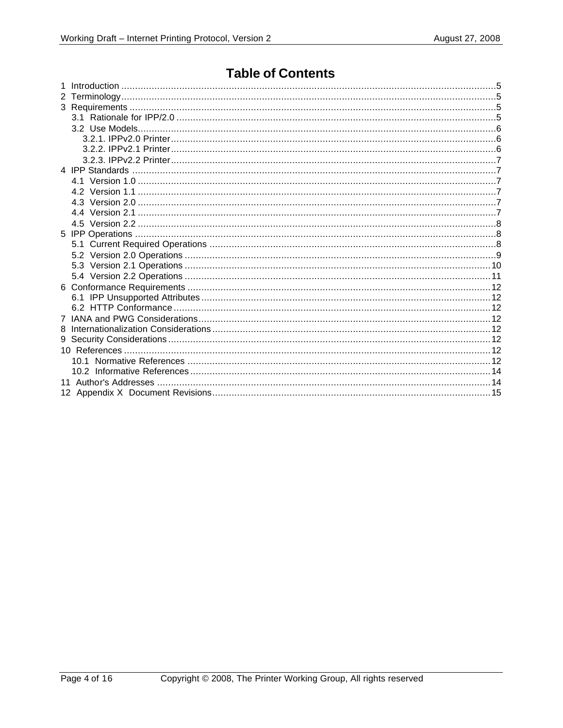# Table of Contents

1 Introduction ........................................................................................................................................5
2 Terminology.........................................................................................................................................5
3 Requirements ......................................................................................................................................5
   3.1 Rationale for IPP/2.0 ....................................................................................................................5
   3.2 Use Models...................................................................................................................................6
      3.2.1. IPPv2.0 Printer.......................................................................................................................6
      3.2.2. IPPv2.1 Printer.......................................................................................................................6
      3.2.3. IPPv2.2 Printer.......................................................................................................................7
4 IPP Standards .....................................................................................................................................7
   4.1 Version 1.0 ...................................................................................................................................7
   4.2 Version 1.1 ...................................................................................................................................7
   4.3 Version 2.0 ...................................................................................................................................7
   4.4 Version 2.1 ...................................................................................................................................7
   4.5 Version 2.2 ...................................................................................................................................8
5 IPP Operations ....................................................................................................................................8
   5.1 Current Required Operations ........................................................................................................8
   5.2 Version 2.0 Operations .................................................................................................................9
   5.3 Version 2.1 Operations ...............................................................................................................10
   5.4 Version 2.2 Operations ...............................................................................................................11
6 Conformance Requirements ..............................................................................................................12
   6.1 IPP Unsupported Attributes .........................................................................................................12
   6.2 HTTP Conformance ...................................................................................................................12
7 IANA and PWG Considerations..........................................................................................................12
8 Internationalization Considerations.....................................................................................................12
9 Security Considerations.....................................................................................................................12
10 References .....................................................................................................................................12
   10.1 Normative References ..............................................................................................................12
   10.2 Informative References .............................................................................................................14
11 Author's Addresses .........................................................................................................................14
12 Appendix X Document Revisions.....................................................................................................15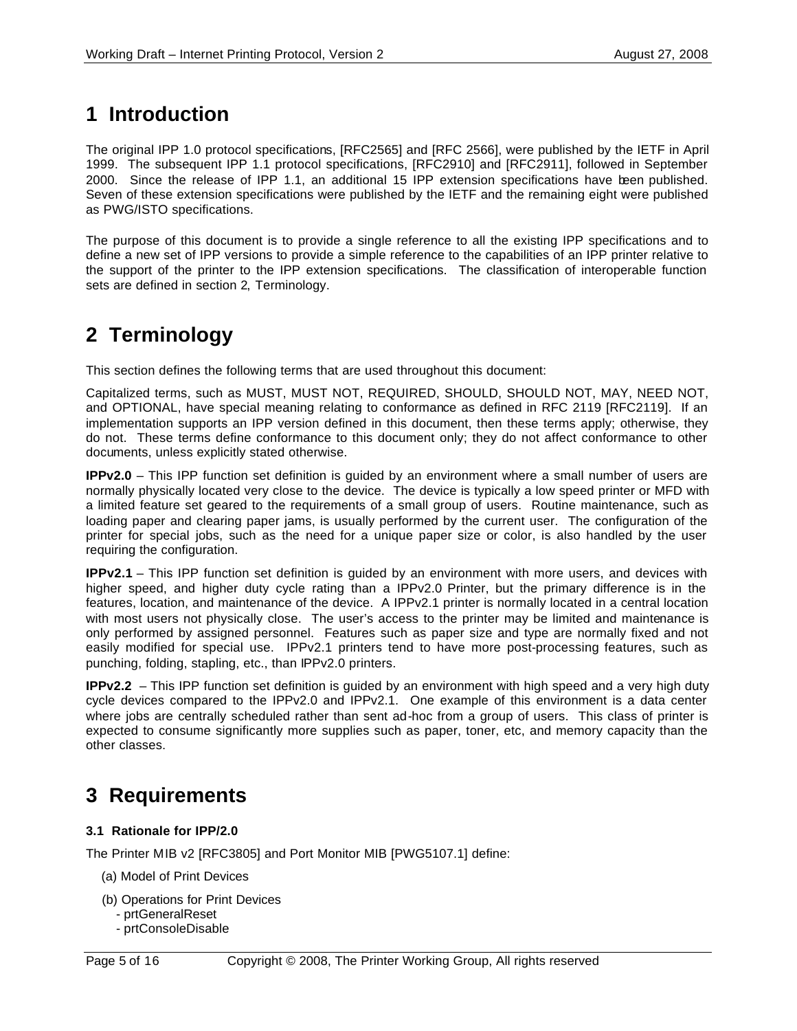# 1 Introduction

The original IPP 1.0 protocol specifications, [RFC2565] and [RFC 2566], were published by the IETF in April 1999. The subsequent IPP 1.1 protocol specifications, [RFC2910] and [RFC2911], followed in September 2000. Since the release of IPP 1.1, an additional 15 IPP extension specifications have been published. Seven of these extension specifications were published by the IETF and the remaining eight were published as PWG/ISTO specifications.

The purpose of this document is to provide a single reference to all the existing IPP specifications and to define a new set of IPP versions to provide a simple reference to the capabilities of an IPP printer relative to the support of the printer to the IPP extension specifications. The classification of interoperable function sets are defined in section 2, Terminology.

# 2 Terminology

This section defines the following terms that are used throughout this document:

Capitalized terms, such as MUST, MUST NOT, REQUIRED, SHOULD, SHOULD NOT, MAY, NEED NOT, and OPTIONAL, have special meaning relating to conformance as defined in RFC 2119 [RFC2119]. If an implementation supports an IPP version defined in this document, then these terms apply; otherwise, they do not. These terms define conformance to this document only; they do not affect conformance to other documents, unless explicitly stated otherwise.

**IPPv2.0** – This IPP function set definition is guided by an environment where a small number of users are normally physically located very close to the device. The device is typically a low speed printer or MFD with a limited feature set geared to the requirements of a small group of users. Routine maintenance, such as loading paper and clearing paper jams, is usually performed by the current user. The configuration of the printer for special jobs, such as the need for a unique paper size or color, is also handled by the user requiring the configuration.

**IPPv2.1** – This IPP function set definition is guided by an environment with more users, and devices with higher speed, and higher duty cycle rating than a IPPv2.0 Printer, but the primary difference is in the features, location, and maintenance of the device. A IPPv2.1 printer is normally located in a central location with most users not physically close. The user's access to the printer may be limited and maintenance is only performed by assigned personnel. Features such as paper size and type are normally fixed and not easily modified for special use. IPPv2.1 printers tend to have more post-processing features, such as punching, folding, stapling, etc., than IPPv2.0 printers.

**IPPv2.2** – This IPP function set definition is guided by an environment with high speed and a very high duty cycle devices compared to the IPPv2.0 and IPPv2.1. One example of this environment is a data center where jobs are centrally scheduled rather than sent ad-hoc from a group of users. This class of printer is expected to consume significantly more supplies such as paper, toner, etc, and memory capacity than the other classes.

# 3 Requirements

### 3.1 Rationale for IPP/2.0

The Printer MIB v2 [RFC3805] and Port Monitor MIB [PWG5107.1] define:

(a) Model of Print Devices

(b) Operations for Print Devices
- prtGeneralReset
- prtConsoleDisable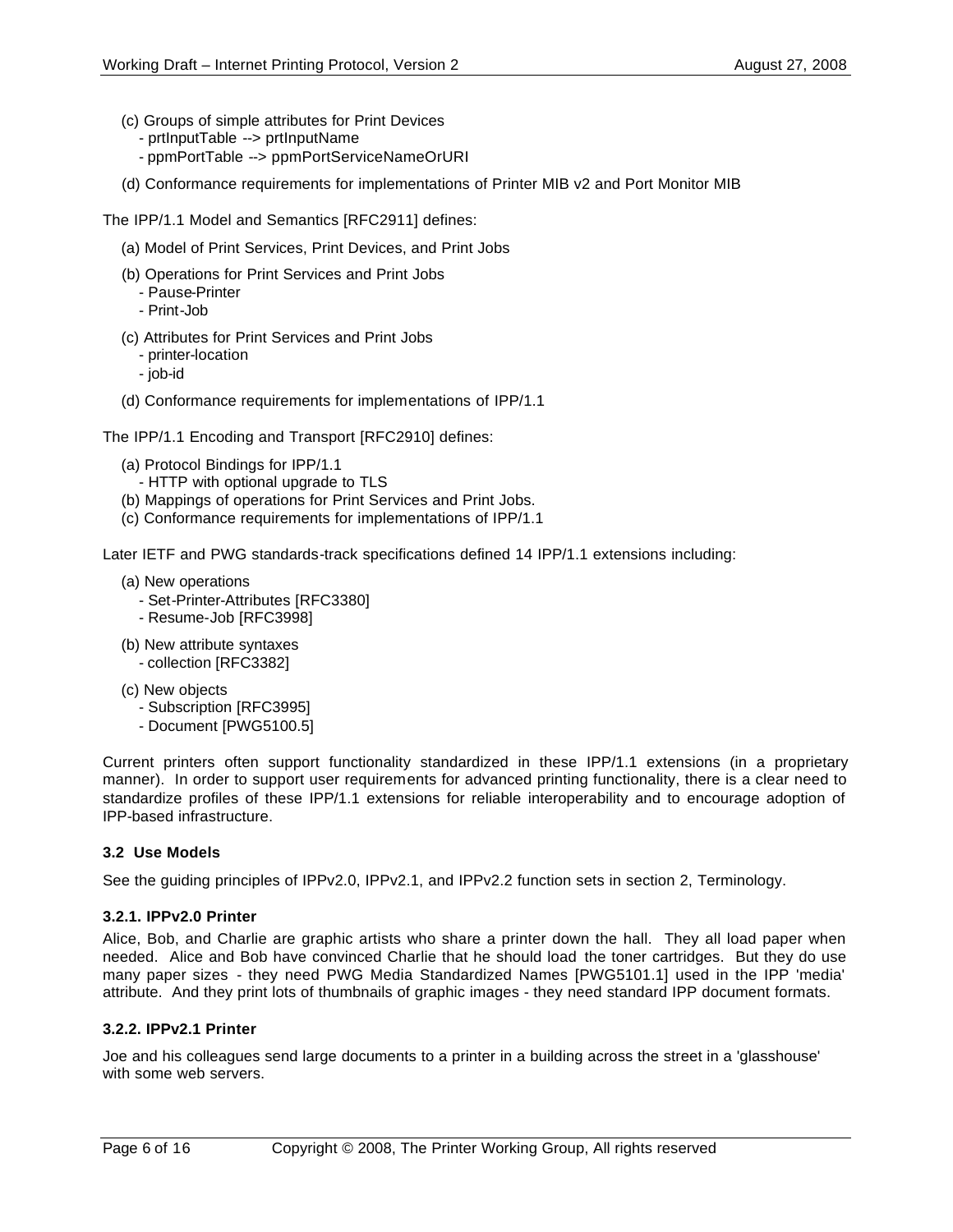(c) Groups of simple attributes for Print Devices
- prtInputTable --> prtInputName
- ppmPortTable --> ppmPortServiceNameOrURI

(d) Conformance requirements for implementations of Printer MIB v2 and Port Monitor MIB

The IPP/1.1 Model and Semantics [RFC2911] defines:

(a) Model of Print Services, Print Devices, and Print Jobs

(b) Operations for Print Services and Print Jobs
- Pause-Printer
- Print-Job

(c) Attributes for Print Services and Print Jobs
- printer-location
- job-id

(d) Conformance requirements for implementations of IPP/1.1

The IPP/1.1 Encoding and Transport [RFC2910] defines:

(a) Protocol Bindings for IPP/1.1
- HTTP with optional upgrade to TLS

(b) Mappings of operations for Print Services and Print Jobs.

(c) Conformance requirements for implementations of IPP/1.1

Later IETF and PWG standards-track specifications defined 14 IPP/1.1 extensions including:

(a) New operations
- Set-Printer-Attributes [RFC3380]
- Resume-Job [RFC3998]

(b) New attribute syntaxes
- collection [RFC3382]

(c) New objects
- Subscription [RFC3995]
- Document [PWG5100.5]

Current printers often support functionality standardized in these IPP/1.1 extensions (in a proprietary manner). In order to support user requirements for advanced printing functionality, there is a clear need to standardize profiles of these IPP/1.1 extensions for reliable interoperability and to encourage adoption of IPP-based infrastructure.

### 3.2 Use Models

See the guiding principles of IPPv2.0, IPPv2.1, and IPPv2.2 function sets in section 2, Terminology.

#### 3.2.1. IPPv2.0 Printer

Alice, Bob, and Charlie are graphic artists who share a printer down the hall. They all load paper when needed. Alice and Bob have convinced Charlie that he should load the toner cartridges. But they do use many paper sizes - they need PWG Media Standardized Names [PWG5101.1] used in the IPP 'media' attribute. And they print lots of thumbnails of graphic images - they need standard IPP document formats.

#### 3.2.2. IPPv2.1 Printer

Joe and his colleagues send large documents to a printer in a building across the street in a 'glasshouse' with some web servers.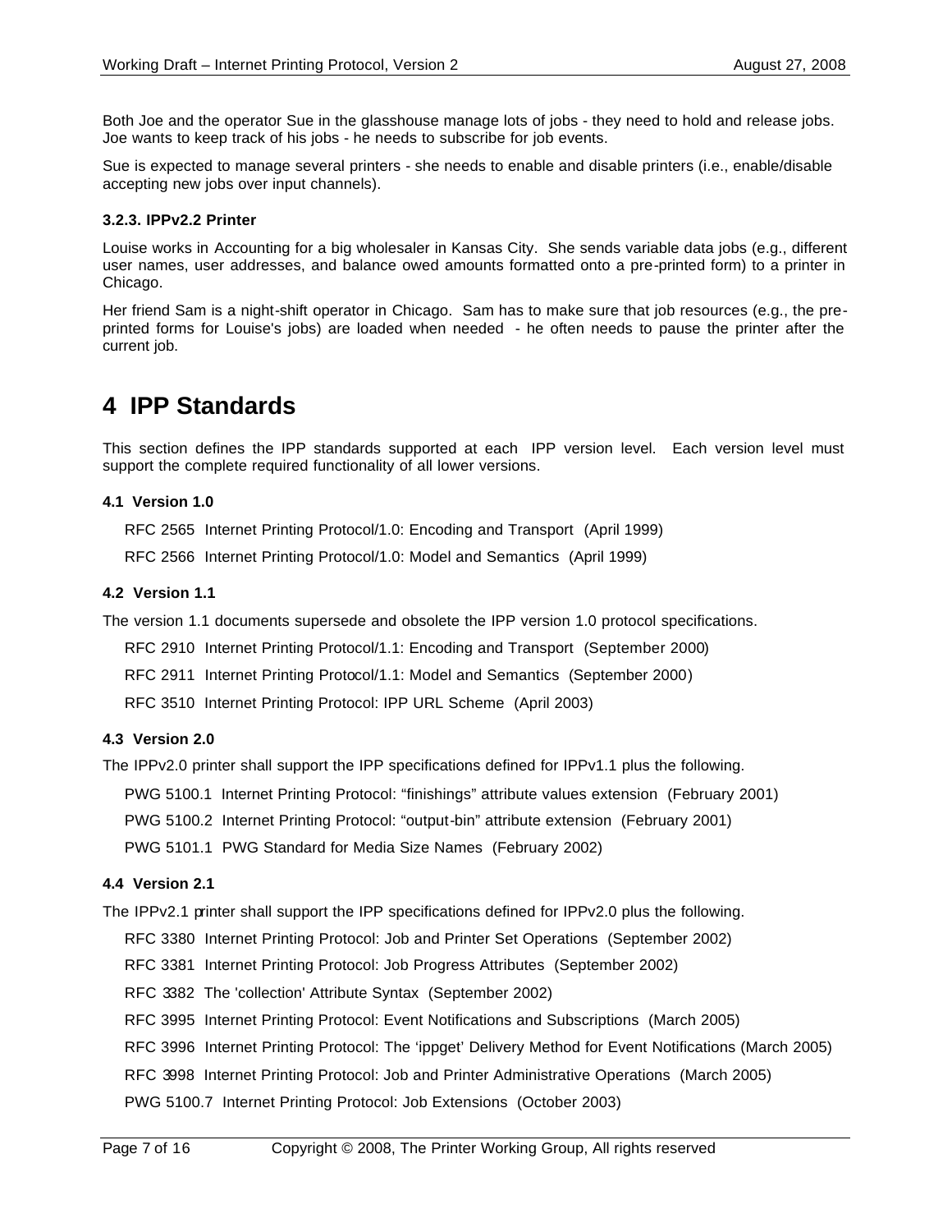Both Joe and the operator Sue in the glasshouse manage lots of jobs - they need to hold and release jobs. Joe wants to keep track of his jobs - he needs to subscribe for job events.

Sue is expected to manage several printers - she needs to enable and disable printers (i.e., enable/disable accepting new jobs over input channels).

#### 3.2.3. IPPv2.2 Printer

Louise works in Accounting for a big wholesaler in Kansas City. She sends variable data jobs (e.g., different user names, user addresses, and balance owed amounts formatted onto a pre-printed form) to a printer in Chicago.

Her friend Sam is a night-shift operator in Chicago. Sam has to make sure that job resources (e.g., the pre-printed forms for Louise's jobs) are loaded when needed - he often needs to pause the printer after the current job.

# 4 IPP Standards

This section defines the IPP standards supported at each IPP version level. Each version level must support the complete required functionality of all lower versions.

### 4.1 Version 1.0

RFC 2565 Internet Printing Protocol/1.0: Encoding and Transport (April 1999)

RFC 2566 Internet Printing Protocol/1.0: Model and Semantics (April 1999)

### 4.2 Version 1.1

The version 1.1 documents supersede and obsolete the IPP version 1.0 protocol specifications.

RFC 2910 Internet Printing Protocol/1.1: Encoding and Transport (September 2000)

RFC 2911 Internet Printing Protocol/1.1: Model and Semantics (September 2000)

RFC 3510 Internet Printing Protocol: IPP URL Scheme (April 2003)

### 4.3 Version 2.0

The IPPv2.0 printer shall support the IPP specifications defined for IPPv1.1 plus the following.

PWG 5100.1 Internet Printing Protocol: “finishings” attribute values extension (February 2001)

PWG 5100.2 Internet Printing Protocol: “output-bin” attribute extension (February 2001)

PWG 5101.1 PWG Standard for Media Size Names (February 2002)

### 4.4 Version 2.1

The IPPv2.1 printer shall support the IPP specifications defined for IPPv2.0 plus the following.

RFC 3380 Internet Printing Protocol: Job and Printer Set Operations (September 2002)

RFC 3381 Internet Printing Protocol: Job Progress Attributes (September 2002)

RFC 3382 The 'collection' Attribute Syntax (September 2002)

RFC 3995 Internet Printing Protocol: Event Notifications and Subscriptions (March 2005)

RFC 3996 Internet Printing Protocol: The ‘ippget’ Delivery Method for Event Notifications (March 2005)

RFC 3998 Internet Printing Protocol: Job and Printer Administrative Operations (March 2005)

PWG 5100.7 Internet Printing Protocol: Job Extensions (October 2003)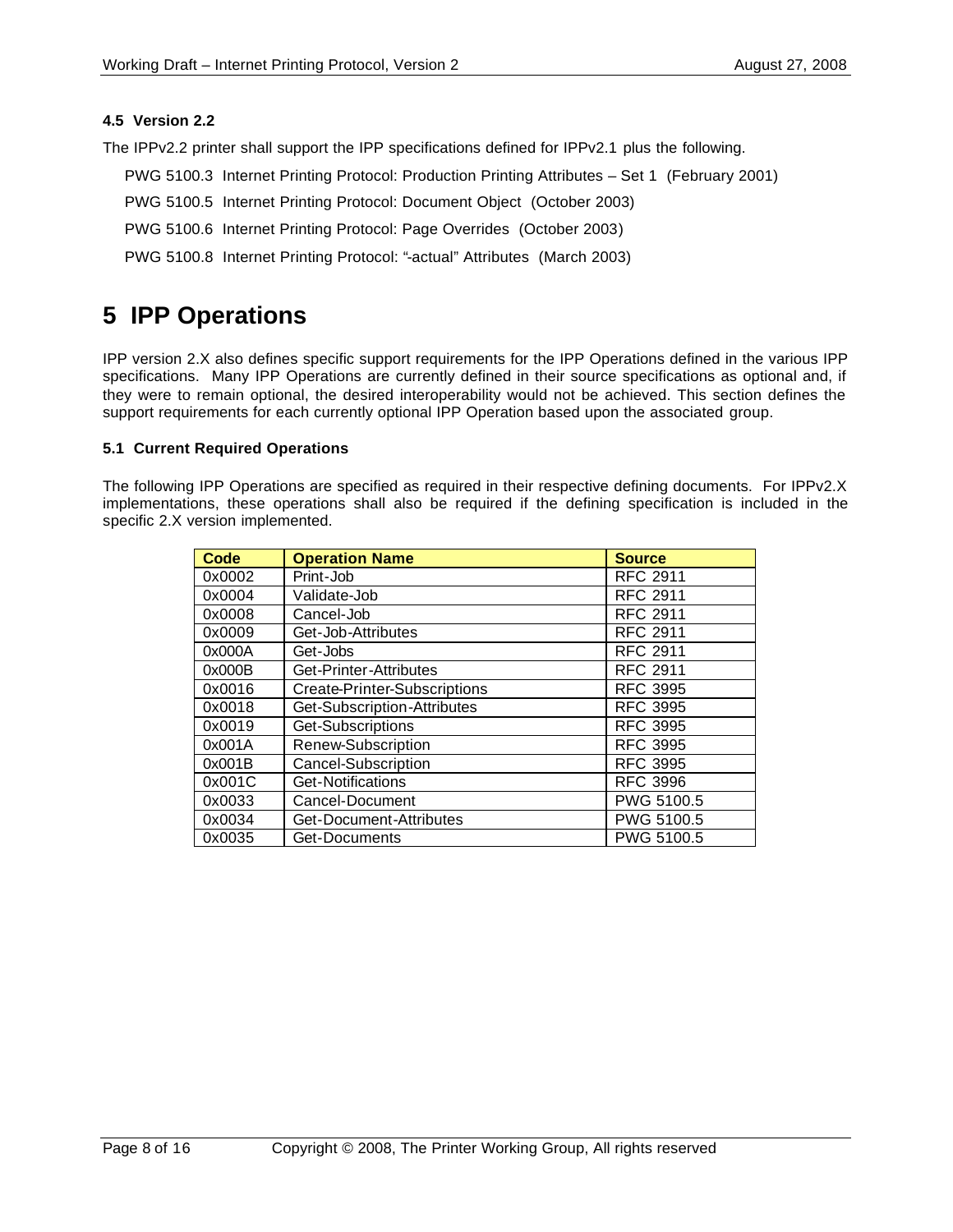### 4.5 Version 2.2

The IPPv2.2 printer shall support the IPP specifications defined for IPPv2.1 plus the following.

PWG 5100.3 Internet Printing Protocol: Production Printing Attributes – Set 1 (February 2001)

PWG 5100.5 Internet Printing Protocol: Document Object (October 2003)

PWG 5100.6 Internet Printing Protocol: Page Overrides (October 2003)

PWG 5100.8 Internet Printing Protocol: "-actual" Attributes (March 2003)

# 5 IPP Operations

IPP version 2.X also defines specific support requirements for the IPP Operations defined in the various IPP specifications. Many IPP Operations are currently defined in their source specifications as optional and, if they were to remain optional, the desired interoperability would not be achieved. This section defines the support requirements for each currently optional IPP Operation based upon the associated group.

### 5.1 Current Required Operations

The following IPP Operations are specified as required in their respective defining documents. For IPPv2.X implementations, these operations shall also be required if the defining specification is included in the specific 2.X version implemented.

| Code | Operation Name | Source |
|---|---|---|
| 0x0002 | Print-Job | RFC 2911 |
| 0x0004 | Validate-Job | RFC 2911 |
| 0x0008 | Cancel-Job | RFC 2911 |
| 0x0009 | Get-Job-Attributes | RFC 2911 |
| 0x000A | Get-Jobs | RFC 2911 |
| 0x000B | Get-Printer-Attributes | RFC 2911 |
| 0x0016 | Create-Printer-Subscriptions | RFC 3995 |
| 0x0018 | Get-Subscription-Attributes | RFC 3995 |
| 0x0019 | Get-Subscriptions | RFC 3995 |
| 0x001A | Renew-Subscription | RFC 3995 |
| 0x001B | Cancel-Subscription | RFC 3995 |
| 0x001C | Get-Notifications | RFC 3996 |
| 0x0033 | Cancel-Document | PWG 5100.5 |
| 0x0034 | Get-Document-Attributes | PWG 5100.5 |
| 0x0035 | Get-Documents | PWG 5100.5 |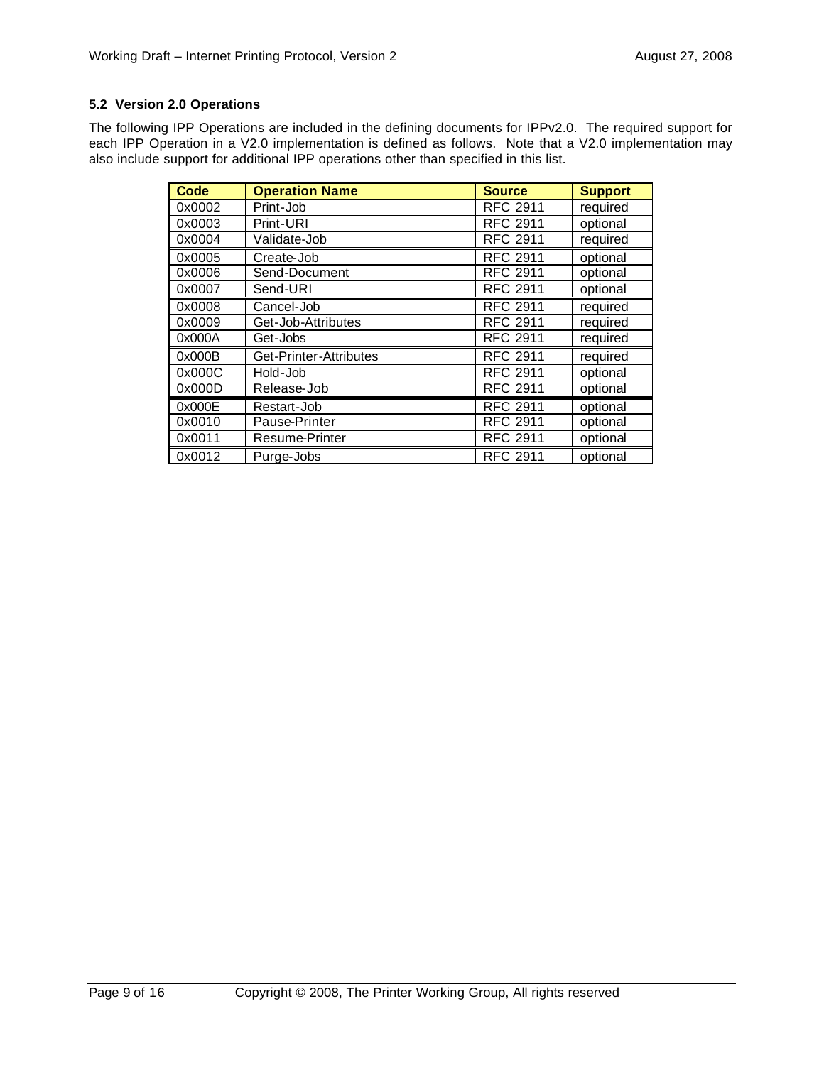### 5.2 Version 2.0 Operations

The following IPP Operations are included in the defining documents for IPPv2.0. The required support for each IPP Operation in a V2.0 implementation is defined as follows. Note that a V2.0 implementation may also include support for additional IPP operations other than specified in this list.

| Code | Operation Name | Source | Support |
|---|---|---|---|
| 0x0002 | Print-Job | RFC 2911 | required |
| 0x0003 | Print-URI | RFC 2911 | optional |
| 0x0004 | Validate-Job | RFC 2911 | required |
| 0x0005 | Create-Job | RFC 2911 | optional |
| 0x0006 | Send-Document | RFC 2911 | optional |
| 0x0007 | Send-URI | RFC 2911 | optional |
| 0x0008 | Cancel-Job | RFC 2911 | required |
| 0x0009 | Get-Job-Attributes | RFC 2911 | required |
| 0x000A | Get-Jobs | RFC 2911 | required |
| 0x000B | Get-Printer-Attributes | RFC 2911 | required |
| 0x000C | Hold-Job | RFC 2911 | optional |
| 0x000D | Release-Job | RFC 2911 | optional |
| 0x000E | Restart-Job | RFC 2911 | optional |
| 0x0010 | Pause-Printer | RFC 2911 | optional |
| 0x0011 | Resume-Printer | RFC 2911 | optional |
| 0x0012 | Purge-Jobs | RFC 2911 | optional |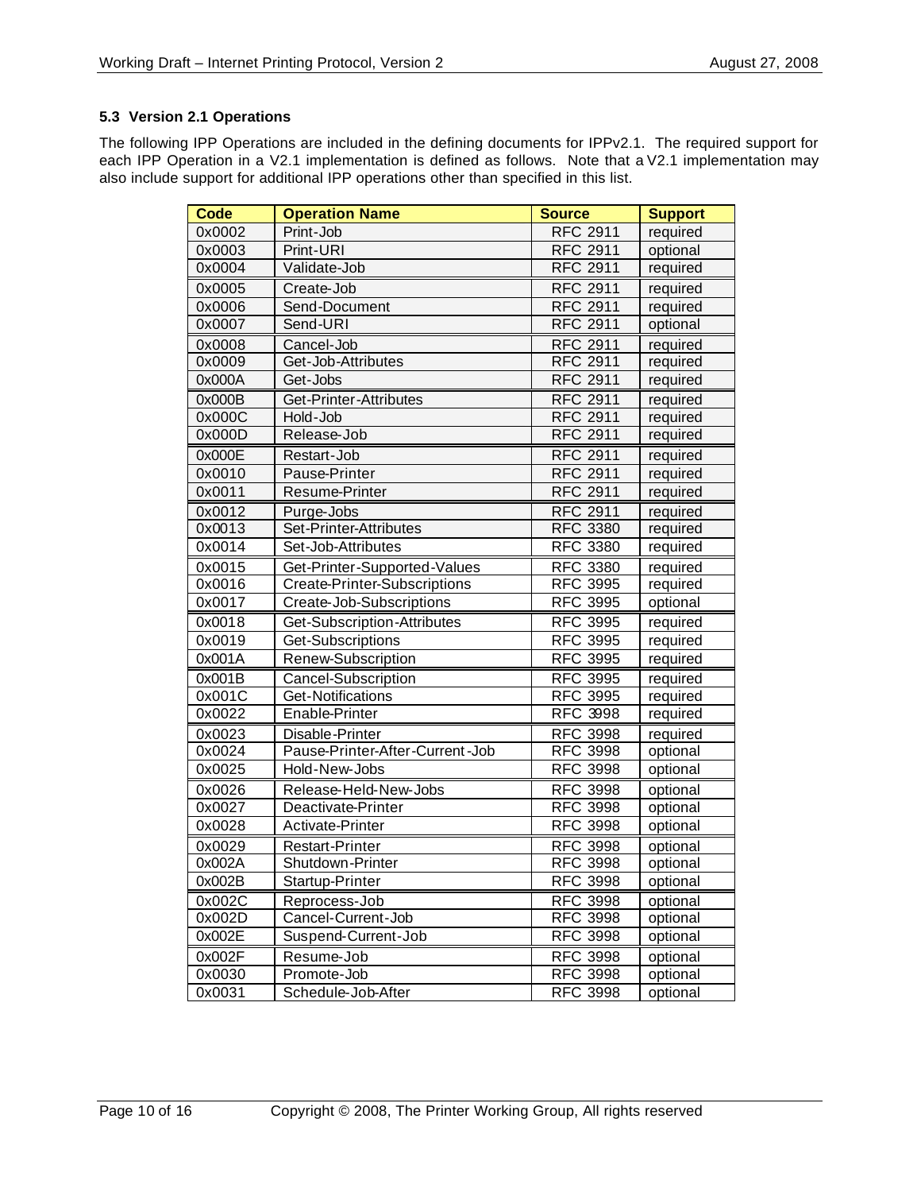### 5.3 Version 2.1 Operations

The following IPP Operations are included in the defining documents for IPPv2.1. The required support for each IPP Operation in a V2.1 implementation is defined as follows. Note that a V2.1 implementation may also include support for additional IPP operations other than specified in this list.

| Code | Operation Name | Source | Support |
|---|---|---|---|
| 0x0002 | Print-Job | RFC 2911 | required |
| 0x0003 | Print-URI | RFC 2911 | optional |
| 0x0004 | Validate-Job | RFC 2911 | required |
| 0x0005 | Create-Job | RFC 2911 | required |
| 0x0006 | Send-Document | RFC 2911 | required |
| 0x0007 | Send-URI | RFC 2911 | optional |
| 0x0008 | Cancel-Job | RFC 2911 | required |
| 0x0009 | Get-Job-Attributes | RFC 2911 | required |
| 0x000A | Get-Jobs | RFC 2911 | required |
| 0x000B | Get-Printer-Attributes | RFC 2911 | required |
| 0x000C | Hold-Job | RFC 2911 | required |
| 0x000D | Release-Job | RFC 2911 | required |
| 0x000E | Restart-Job | RFC 2911 | required |
| 0x0010 | Pause-Printer | RFC 2911 | required |
| 0x0011 | Resume-Printer | RFC 2911 | required |
| 0x0012 | Purge-Jobs | RFC 2911 | required |
| 0x0013 | Set-Printer-Attributes | RFC 3380 | required |
| 0x0014 | Set-Job-Attributes | RFC 3380 | required |
| 0x0015 | Get-Printer-Supported-Values | RFC 3380 | required |
| 0x0016 | Create-Printer-Subscriptions | RFC 3995 | required |
| 0x0017 | Create-Job-Subscriptions | RFC 3995 | optional |
| 0x0018 | Get-Subscription-Attributes | RFC 3995 | required |
| 0x0019 | Get-Subscriptions | RFC 3995 | required |
| 0x001A | Renew-Subscription | RFC 3995 | required |
| 0x001B | Cancel-Subscription | RFC 3995 | required |
| 0x001C | Get-Notifications | RFC 3995 | required |
| 0x0022 | Enable-Printer | RFC 3998 | required |
| 0x0023 | Disable-Printer | RFC 3998 | required |
| 0x0024 | Pause-Printer-After-Current-Job | RFC 3998 | optional |
| 0x0025 | Hold-New-Jobs | RFC 3998 | optional |
| 0x0026 | Release-Held-New-Jobs | RFC 3998 | optional |
| 0x0027 | Deactivate-Printer | RFC 3998 | optional |
| 0x0028 | Activate-Printer | RFC 3998 | optional |
| 0x0029 | Restart-Printer | RFC 3998 | optional |
| 0x002A | Shutdown-Printer | RFC 3998 | optional |
| 0x002B | Startup-Printer | RFC 3998 | optional |
| 0x002C | Reprocess-Job | RFC 3998 | optional |
| 0x002D | Cancel-Current-Job | RFC 3998 | optional |
| 0x002E | Suspend-Current-Job | RFC 3998 | optional |
| 0x002F | Resume-Job | RFC 3998 | optional |
| 0x0030 | Promote-Job | RFC 3998 | optional |
| 0x0031 | Schedule-Job-After | RFC 3998 | optional |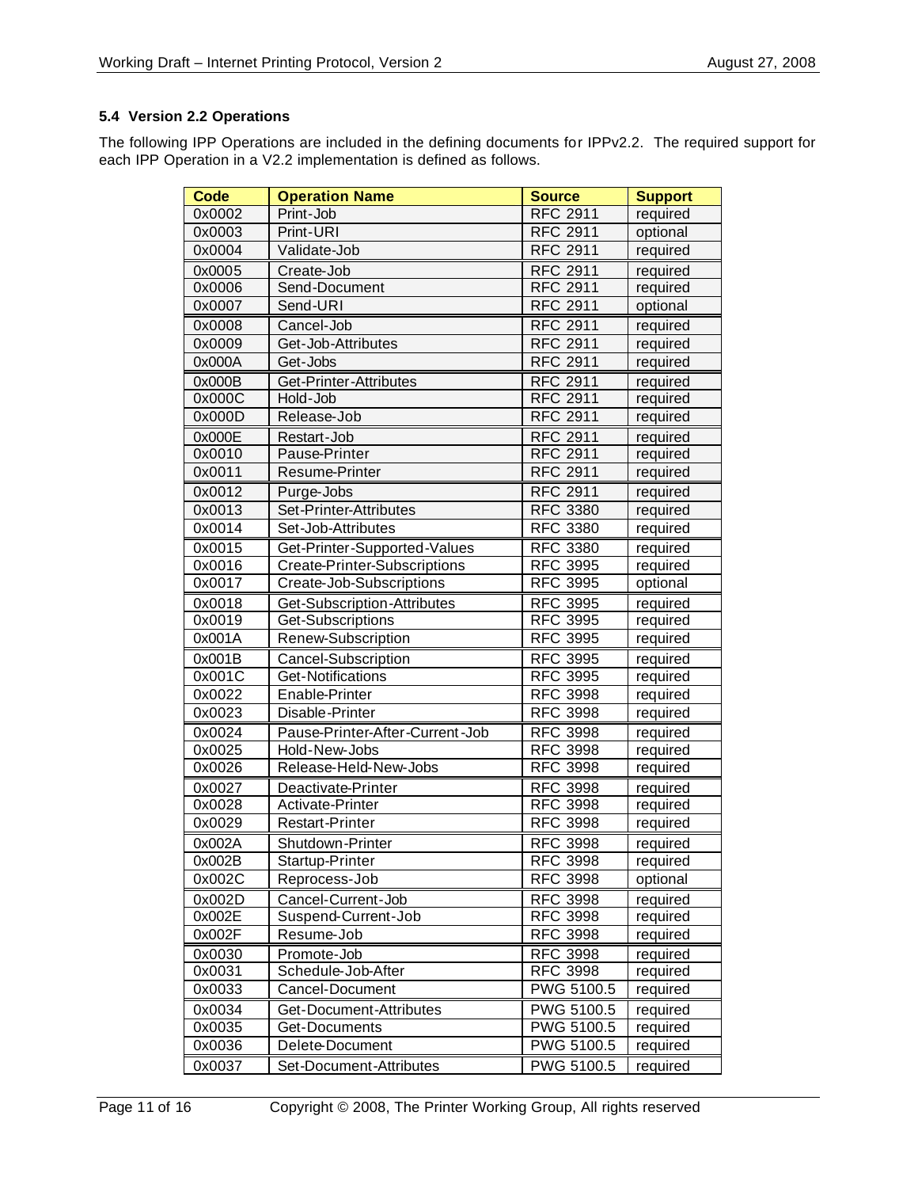### 5.4 Version 2.2 Operations

The following IPP Operations are included in the defining documents for IPPv2.2. The required support for each IPP Operation in a V2.2 implementation is defined as follows.

| Code | Operation Name | Source | Support |
|---|---|---|---|
| 0x0002 | Print-Job | RFC 2911 | required |
| 0x0003 | Print-URI | RFC 2911 | optional |
| 0x0004 | Validate-Job | RFC 2911 | required |
| 0x0005 | Create-Job | RFC 2911 | required |
| 0x0006 | Send-Document | RFC 2911 | required |
| 0x0007 | Send-URI | RFC 2911 | optional |
| 0x0008 | Cancel-Job | RFC 2911 | required |
| 0x0009 | Get-Job-Attributes | RFC 2911 | required |
| 0x000A | Get-Jobs | RFC 2911 | required |
| 0x000B | Get-Printer-Attributes | RFC 2911 | required |
| 0x000C | Hold-Job | RFC 2911 | required |
| 0x000D | Release-Job | RFC 2911 | required |
| 0x000E | Restart-Job | RFC 2911 | required |
| 0x0010 | Pause-Printer | RFC 2911 | required |
| 0x0011 | Resume-Printer | RFC 2911 | required |
| 0x0012 | Purge-Jobs | RFC 2911 | required |
| 0x0013 | Set-Printer-Attributes | RFC 3380 | required |
| 0x0014 | Set-Job-Attributes | RFC 3380 | required |
| 0x0015 | Get-Printer-Supported-Values | RFC 3380 | required |
| 0x0016 | Create-Printer-Subscriptions | RFC 3995 | required |
| 0x0017 | Create-Job-Subscriptions | RFC 3995 | optional |
| 0x0018 | Get-Subscription-Attributes | RFC 3995 | required |
| 0x0019 | Get-Subscriptions | RFC 3995 | required |
| 0x001A | Renew-Subscription | RFC 3995 | required |
| 0x001B | Cancel-Subscription | RFC 3995 | required |
| 0x001C | Get-Notifications | RFC 3995 | required |
| 0x0022 | Enable-Printer | RFC 3998 | required |
| 0x0023 | Disable-Printer | RFC 3998 | required |
| 0x0024 | Pause-Printer-After-Current-Job | RFC 3998 | required |
| 0x0025 | Hold-New-Jobs | RFC 3998 | required |
| 0x0026 | Release-Held-New-Jobs | RFC 3998 | required |
| 0x0027 | Deactivate-Printer | RFC 3998 | required |
| 0x0028 | Activate-Printer | RFC 3998 | required |
| 0x0029 | Restart-Printer | RFC 3998 | required |
| 0x002A | Shutdown-Printer | RFC 3998 | required |
| 0x002B | Startup-Printer | RFC 3998 | required |
| 0x002C | Reprocess-Job | RFC 3998 | optional |
| 0x002D | Cancel-Current-Job | RFC 3998 | required |
| 0x002E | Suspend-Current-Job | RFC 3998 | required |
| 0x002F | Resume-Job | RFC 3998 | required |
| 0x0030 | Promote-Job | RFC 3998 | required |
| 0x0031 | Schedule-Job-After | RFC 3998 | required |
| 0x0033 | Cancel-Document | PWG 5100.5 | required |
| 0x0034 | Get-Document-Attributes | PWG 5100.5 | required |
| 0x0035 | Get-Documents | PWG 5100.5 | required |
| 0x0036 | Delete-Document | PWG 5100.5 | required |
| 0x0037 | Set-Document-Attributes | PWG 5100.5 | required |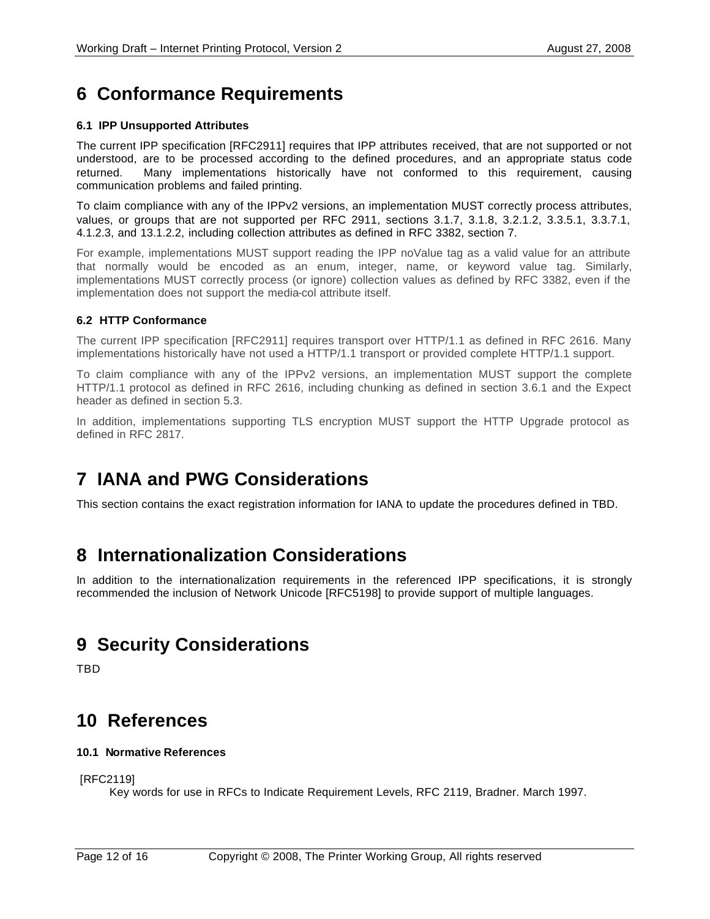# 6 Conformance Requirements

### 6.1 IPP Unsupported Attributes

The current IPP specification [RFC2911] requires that IPP attributes received, that are not supported or not understood, are to be processed according to the defined procedures, and an appropriate status code returned. Many implementations historically have not conformed to this requirement, causing communication problems and failed printing.

To claim compliance with any of the IPPv2 versions, an implementation MUST correctly process attributes, values, or groups that are not supported per RFC 2911, sections 3.1.7, 3.1.8, 3.2.1.2, 3.3.5.1, 3.3.7.1, 4.1.2.3, and 13.1.2.2, including collection attributes as defined in RFC 3382, section 7.

For example, implementations MUST support reading the IPP noValue tag as a valid value for an attribute that normally would be encoded as an enum, integer, name, or keyword value tag. Similarly, implementations MUST correctly process (or ignore) collection values as defined by RFC 3382, even if the implementation does not support the media-col attribute itself.

### 6.2 HTTP Conformance

The current IPP specification [RFC2911] requires transport over HTTP/1.1 as defined in RFC 2616. Many implementations historically have not used a HTTP/1.1 transport or provided complete HTTP/1.1 support.

To claim compliance with any of the IPPv2 versions, an implementation MUST support the complete HTTP/1.1 protocol as defined in RFC 2616, including chunking as defined in section 3.6.1 and the Expect header as defined in section 5.3.

In addition, implementations supporting TLS encryption MUST support the HTTP Upgrade protocol as defined in RFC 2817.

# 7 IANA and PWG Considerations

This section contains the exact registration information for IANA to update the procedures defined in TBD.

# 8 Internationalization Considerations

In addition to the internationalization requirements in the referenced IPP specifications, it is strongly recommended the inclusion of Network Unicode [RFC5198] to provide support of multiple languages.

# 9 Security Considerations

TBD

# 10 References

### 10.1 Normative References

[RFC2119]
Key words for use in RFCs to Indicate Requirement Levels, RFC 2119, Bradner. March 1997.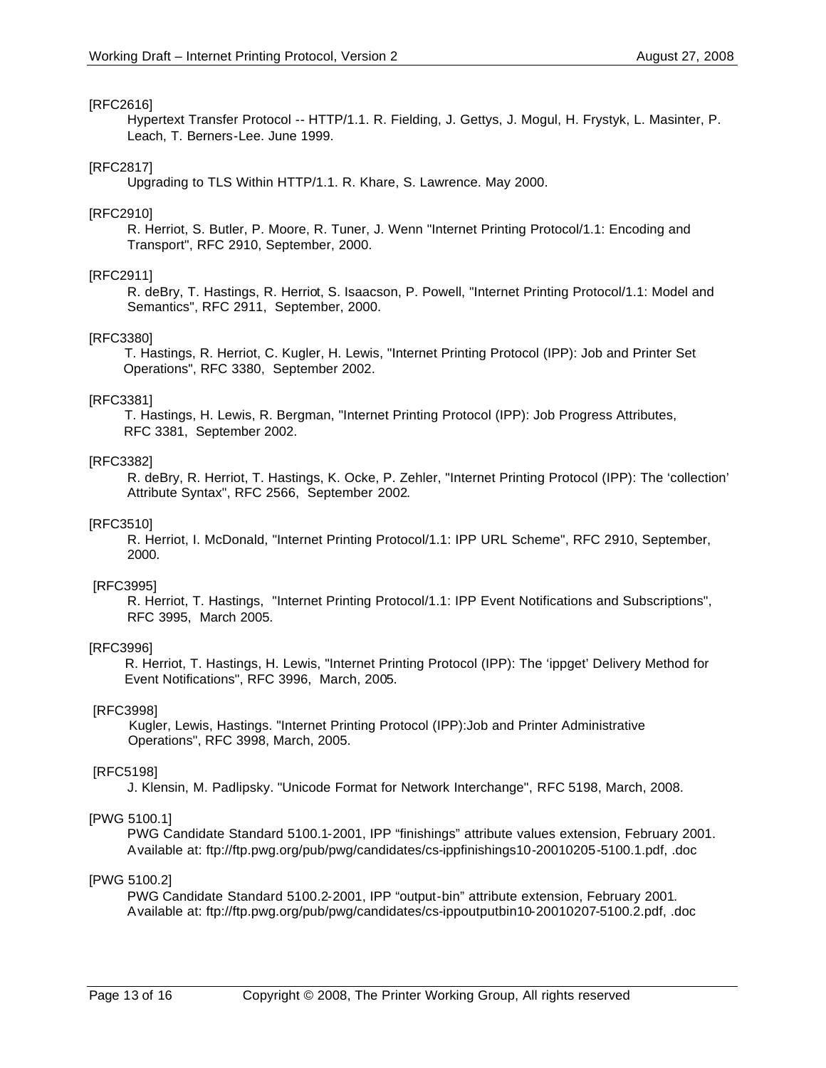[RFC2616]

Hypertext Transfer Protocol -- HTTP/1.1. R. Fielding, J. Gettys, J. Mogul, H. Frystyk, L. Masinter, P. Leach, T. Berners-Lee. June 1999.

[RFC2817]

Upgrading to TLS Within HTTP/1.1. R. Khare, S. Lawrence. May 2000.

[RFC2910]

R. Herriot, S. Butler, P. Moore, R. Tuner, J. Wenn "Internet Printing Protocol/1.1: Encoding and Transport", RFC 2910, September, 2000.

[RFC2911]

R. deBry, T. Hastings, R. Herriot, S. Isaacson, P. Powell, "Internet Printing Protocol/1.1: Model and Semantics", RFC 2911, September, 2000.

[RFC3380]

T. Hastings, R. Herriot, C. Kugler, H. Lewis, "Internet Printing Protocol (IPP): Job and Printer Set Operations", RFC 3380, September 2002.

[RFC3381]

T. Hastings, H. Lewis, R. Bergman, "Internet Printing Protocol (IPP): Job Progress Attributes, RFC 3381, September 2002.

[RFC3382]

R. deBry, R. Herriot, T. Hastings, K. Ocke, P. Zehler, "Internet Printing Protocol (IPP): The 'collection' Attribute Syntax", RFC 2566, September 2002.

[RFC3510]

R. Herriot, I. McDonald, "Internet Printing Protocol/1.1: IPP URL Scheme", RFC 2910, September, 2000.

[RFC3995]

R. Herriot, T. Hastings, "Internet Printing Protocol/1.1: IPP Event Notifications and Subscriptions", RFC 3995, March 2005.

[RFC3996]

R. Herriot, T. Hastings, H. Lewis, "Internet Printing Protocol (IPP): The 'ippget' Delivery Method for Event Notifications", RFC 3996, March, 2005.

[RFC3998]

Kugler, Lewis, Hastings. "Internet Printing Protocol (IPP):Job and Printer Administrative Operations", RFC 3998, March, 2005.

[RFC5198]

J. Klensin, M. Padlipsky. "Unicode Format for Network Interchange", RFC 5198, March, 2008.

[PWG 5100.1]

PWG Candidate Standard 5100.1-2001, IPP "finishings" attribute values extension, February 2001. Available at: ftp://ftp.pwg.org/pub/pwg/candidates/cs-ippfinishings10-20010205-5100.1.pdf, .doc

[PWG 5100.2]

PWG Candidate Standard 5100.2-2001, IPP "output-bin" attribute extension, February 2001. Available at: ftp://ftp.pwg.org/pub/pwg/candidates/cs-ippoutputbin10-20010207-5100.2.pdf, .doc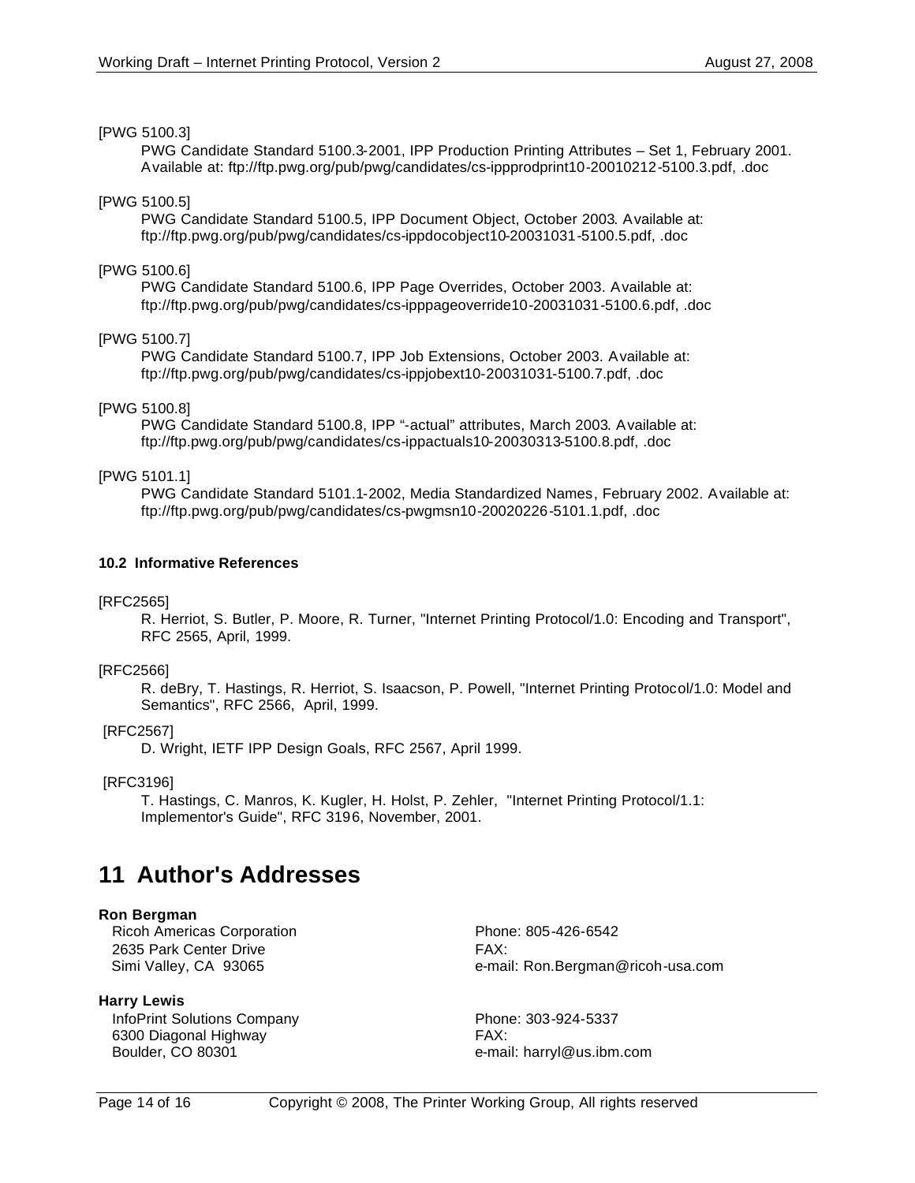[PWG 5100.3]

PWG Candidate Standard 5100.3-2001, IPP Production Printing Attributes – Set 1, February 2001. Available at: ftp://ftp.pwg.org/pub/pwg/candidates/cs-ippprodprint10-20010212-5100.3.pdf, .doc

[PWG 5100.5]

PWG Candidate Standard 5100.5, IPP Document Object, October 2003. Available at: ftp://ftp.pwg.org/pub/pwg/candidates/cs-ippdocobject10-20031031-5100.5.pdf, .doc

[PWG 5100.6]

PWG Candidate Standard 5100.6, IPP Page Overrides, October 2003. Available at: ftp://ftp.pwg.org/pub/pwg/candidates/cs-ipppageoverride10-20031031-5100.6.pdf, .doc

[PWG 5100.7]

PWG Candidate Standard 5100.7, IPP Job Extensions, October 2003. Available at: ftp://ftp.pwg.org/pub/pwg/candidates/cs-ippjobext10-20031031-5100.7.pdf, .doc

[PWG 5100.8]

PWG Candidate Standard 5100.8, IPP "-actual" attributes, March 2003. Available at: ftp://ftp.pwg.org/pub/pwg/candidates/cs-ippactuals10-20030313-5100.8.pdf, .doc

[PWG 5101.1]

PWG Candidate Standard 5101.1-2002, Media Standardized Names, February 2002. Available at: ftp://ftp.pwg.org/pub/pwg/candidates/cs-pwgmsn10-20020226-5101.1.pdf, .doc

### 10.2 Informative References

[RFC2565]

R. Herriot, S. Butler, P. Moore, R. Turner, "Internet Printing Protocol/1.0: Encoding and Transport", RFC 2565, April, 1999.

[RFC2566]

R. deBry, T. Hastings, R. Herriot, S. Isaacson, P. Powell, "Internet Printing Protocol/1.0: Model and Semantics", RFC 2566, April, 1999.

[RFC2567]

D. Wright, IETF IPP Design Goals, RFC 2567, April 1999.

[RFC3196]

T. Hastings, C. Manros, K. Kugler, H. Holst, P. Zehler, "Internet Printing Protocol/1.1: Implementor's Guide", RFC 3196, November, 2001.

# 11 Author's Addresses

**Ron Bergman**

Ricoh Americas Corporation
2635 Park Center Drive
Simi Valley, CA 93065

Phone: 805-426-6542
FAX:
e-mail: Ron.Bergman@ricoh-usa.com

**Harry Lewis**

InfoPrint Solutions Company
6300 Diagonal Highway
Boulder, CO 80301

Phone: 303-924-5337
FAX:
e-mail: harryl@us.ibm.com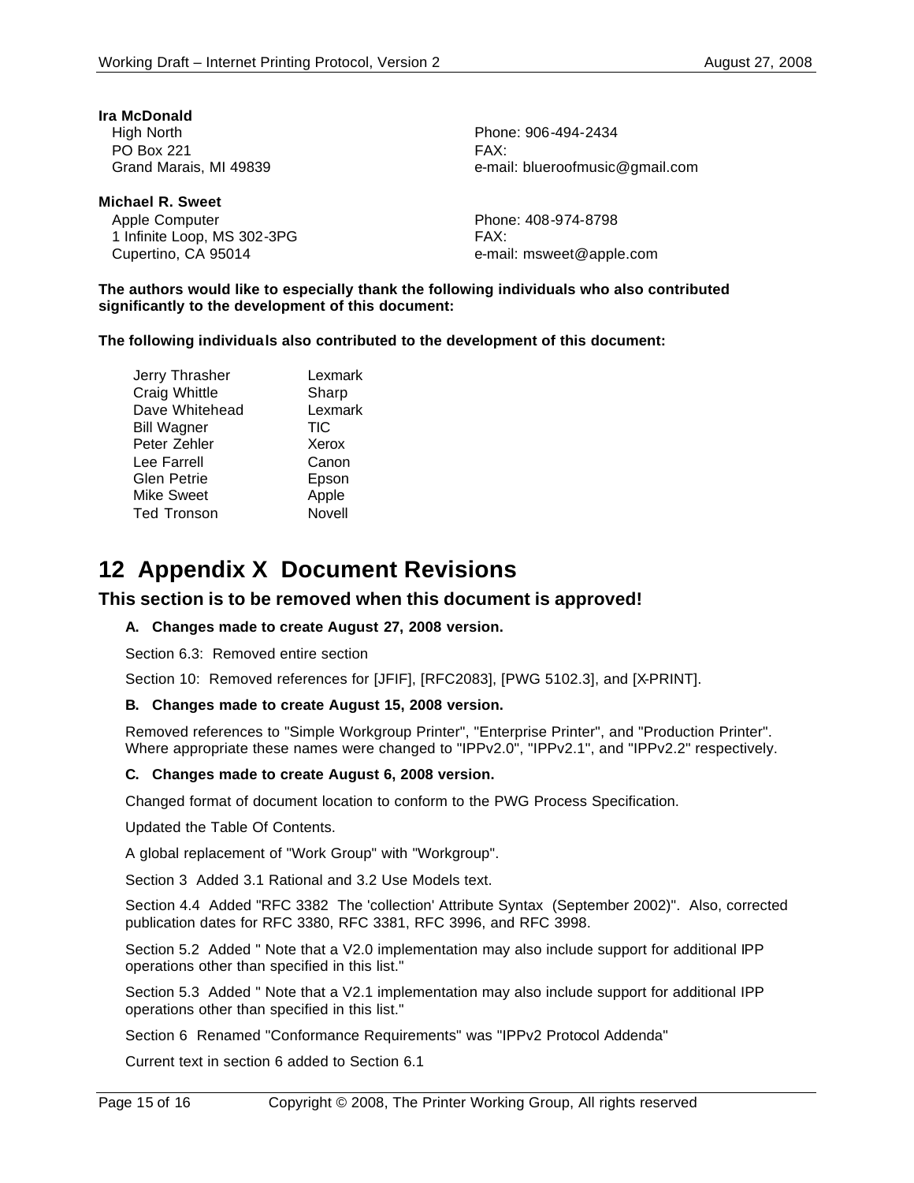**Ira McDonald**
High North
PO Box 221
Grand Marais, MI 49839

Phone: 906-494-2434
FAX:
e-mail: blueroofmusic@gmail.com

**Michael R. Sweet**
Apple Computer
1 Infinite Loop, MS 302-3PG
Cupertino, CA 95014

Phone: 408-974-8798
FAX:
e-mail: msweet@apple.com

**The authors would like to especially thank the following individuals who also contributed significantly to the development of this document:**

**The following individuals also contributed to the development of this document:**

| | |
|---|---|
| Jerry Thrasher | Lexmark |
| Craig Whittle | Sharp |
| Dave Whitehead | Lexmark |
| Bill Wagner | TIC |
| Peter Zehler | Xerox |
| Lee Farrell | Canon |
| Glen Petrie | Epson |
| Mike Sweet | Apple |
| Ted Tronson | Novell |

# 12 Appendix X Document Revisions

## This section is to be removed when this document is approved!

### A. Changes made to create August 27, 2008 version.

Section 6.3: Removed entire section

Section 10: Removed references for [JFIF], [RFC2083], [PWG 5102.3], and [X-PRINT].

### B. Changes made to create August 15, 2008 version.

Removed references to "Simple Workgroup Printer", "Enterprise Printer", and "Production Printer". Where appropriate these names were changed to "IPPv2.0", "IPPv2.1", and "IPPv2.2" respectively.

### C. Changes made to create August 6, 2008 version.

Changed format of document location to conform to the PWG Process Specification.

Updated the Table Of Contents.

A global replacement of "Work Group" with "Workgroup".

Section 3 Added 3.1 Rational and 3.2 Use Models text.

Section 4.4 Added "RFC 3382 The 'collection' Attribute Syntax (September 2002)". Also, corrected publication dates for RFC 3380, RFC 3381, RFC 3996, and RFC 3998.

Section 5.2 Added " Note that a V2.0 implementation may also include support for additional IPP operations other than specified in this list."

Section 5.3 Added " Note that a V2.1 implementation may also include support for additional IPP operations other than specified in this list."

Section 6 Renamed "Conformance Requirements" was "IPPv2 Protocol Addenda"

Current text in section 6 added to Section 6.1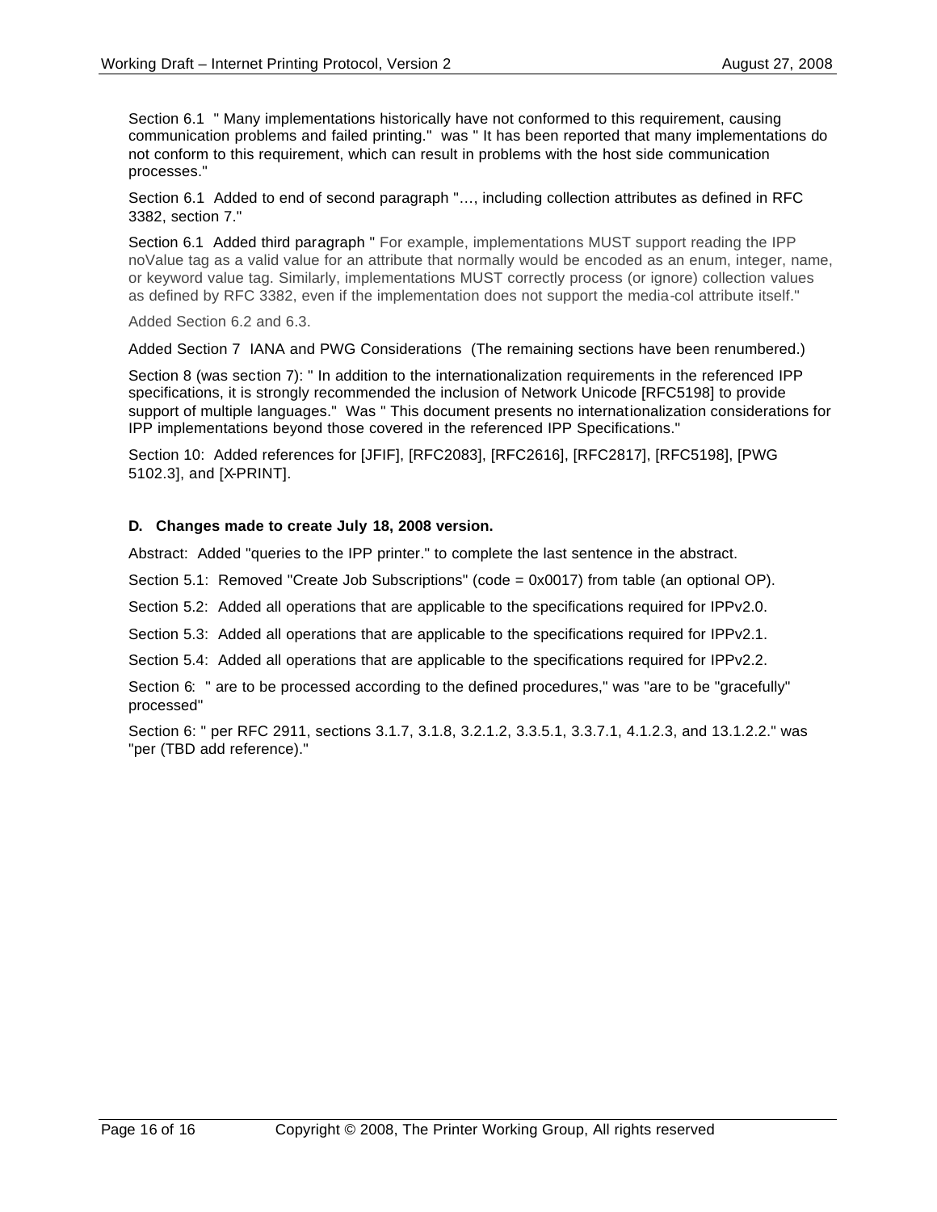Section 6.1 " Many implementations historically have not conformed to this requirement, causing communication problems and failed printing." was " It has been reported that many implementations do not conform to this requirement, which can result in problems with the host side communication processes."

Section 6.1 Added to end of second paragraph "…, including collection attributes as defined in RFC 3382, section 7."

Section 6.1 Added third paragraph " For example, implementations MUST support reading the IPP noValue tag as a valid value for an attribute that normally would be encoded as an enum, integer, name, or keyword value tag. Similarly, implementations MUST correctly process (or ignore) collection values as defined by RFC 3382, even if the implementation does not support the media-col attribute itself."

Added Section 6.2 and 6.3.

Added Section 7 IANA and PWG Considerations (The remaining sections have been renumbered.)

Section 8 (was section 7): " In addition to the internationalization requirements in the referenced IPP specifications, it is strongly recommended the inclusion of Network Unicode [RFC5198] to provide support of multiple languages." Was " This document presents no internationalization considerations for IPP implementations beyond those covered in the referenced IPP Specifications."

Section 10: Added references for [JFIF], [RFC2083], [RFC2616], [RFC2817], [RFC5198], [PWG 5102.3], and [X-PRINT].

**D. Changes made to create July 18, 2008 version.**

Abstract: Added "queries to the IPP printer." to complete the last sentence in the abstract.

Section 5.1: Removed "Create Job Subscriptions" (code = 0x0017) from table (an optional OP).

Section 5.2: Added all operations that are applicable to the specifications required for IPPv2.0.

Section 5.3: Added all operations that are applicable to the specifications required for IPPv2.1.

Section 5.4: Added all operations that are applicable to the specifications required for IPPv2.2.

Section 6: " are to be processed according to the defined procedures," was "are to be "gracefully" processed"

Section 6: " per RFC 2911, sections 3.1.7, 3.1.8, 3.2.1.2, 3.3.5.1, 3.3.7.1, 4.1.2.3, and 13.1.2.2." was "per (TBD add reference)."